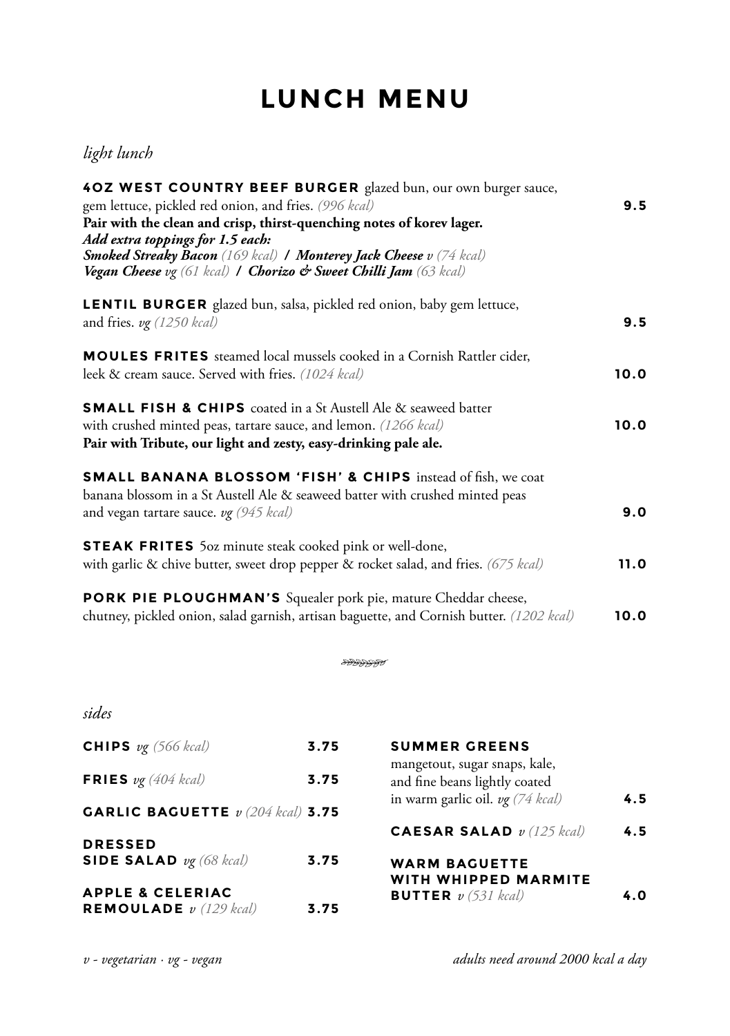# LUNCH MENU

## *light lunch*

**4OZ WEST COUNTRY BEEF BURGER** glazed bun, our own burger sauce, gem lettuce, pickled red onion, and fries. *(996 kcal)* **9.5**
**Pair with the clean and crisp, thirst-quenching notes of korev lager.**
***Add extra toppings for 1.5 each:***
***Smoked Streaky Bacon*** *(169 kcal)* **/** ***Monterey Jack Cheese*** *v (74 kcal)*
***Vegan Cheese*** *vg (61 kcal)* **/** ***Chorizo & Sweet Chilli Jam*** *(63 kcal)*

**LENTIL BURGER** glazed bun, salsa, pickled red onion, baby gem lettuce, and fries. *vg (1250 kcal)* **9.5**

**MOULES FRITES** steamed local mussels cooked in a Cornish Rattler cider, leek & cream sauce. Served with fries. *(1024 kcal)* **10.0**

**SMALL FISH & CHIPS** coated in a St Austell Ale & seaweed batter with crushed minted peas, tartare sauce, and lemon. *(1266 kcal)* **10.0**
**Pair with Tribute, our light and zesty, easy-drinking pale ale.**

**SMALL BANANA BLOSSOM 'FISH' & CHIPS** instead of fish, we coat banana blossom in a St Austell Ale & seaweed batter with crushed minted peas and vegan tartare sauce. *vg (945 kcal)* **9.0**

**STEAK FRITES** 5oz minute steak cooked pink or well-done, with garlic & chive butter, sweet drop pepper & rocket salad, and fries. *(675 kcal)* **11.0**

**PORK PIE PLOUGHMAN'S** Squealer pork pie, mature Cheddar cheese, chutney, pickled onion, salad garnish, artisan baguette, and Cornish butter. *(1202 kcal)* **10.0**

## *sides*

**CHIPS** *vg (566 kcal)* **3.75**

**FRIES** *vg (404 kcal)* **3.75**

**GARLIC BAGUETTE** *v (204 kcal)* **3.75**

**DRESSED SIDE SALAD** *vg (68 kcal)* **3.75**

**APPLE & CELERIAC REMOULADE** *v (129 kcal)* **3.75**

**SUMMER GREENS** mangetout, sugar snaps, kale, and fine beans lightly coated in warm garlic oil. *vg (74 kcal)* **4.5**

**CAESAR SALAD** *v (125 kcal)* **4.5**

**WARM BAGUETTE WITH WHIPPED MARMITE BUTTER** *v (531 kcal)* **4.0**

*v - vegetarian · vg - vegan*

*adults need around 2000 kcal a day*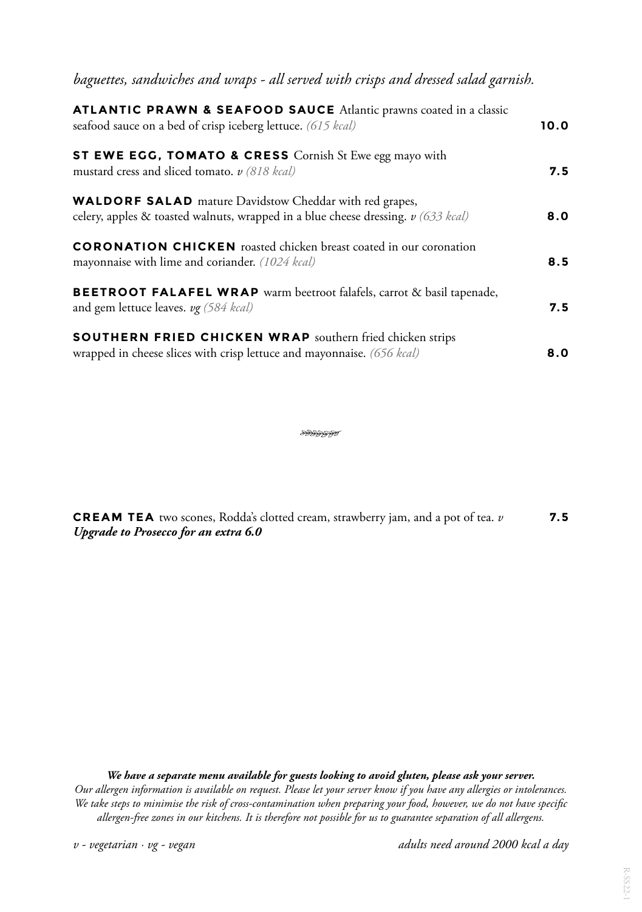*baguettes, sandwiches and wraps - all served with crisps and dressed salad garnish.*

**ATLANTIC PRAWN & SEAFOOD SAUCE** Atlantic prawns coated in a classic seafood sauce on a bed of crisp iceberg lettuce. *(615 kcal)* **10.0**

**ST EWE EGG, TOMATO & CRESS** Cornish St Ewe egg mayo with mustard cress and sliced tomato. *v (818 kcal)* **7.5**

**WALDORF SALAD** mature Davidstow Cheddar with red grapes, celery, apples & toasted walnuts, wrapped in a blue cheese dressing. *v (633 kcal)* **8.0**

**CORONATION CHICKEN** roasted chicken breast coated in our coronation mayonnaise with lime and coriander. *(1024 kcal)* **8.5**

**BEETROOT FALAFEL WRAP** warm beetroot falafels, carrot & basil tapenade, and gem lettuce leaves. *vg (584 kcal)* **7.5**

**SOUTHERN FRIED CHICKEN WRAP** southern fried chicken strips wrapped in cheese slices with crisp lettuce and mayonnaise. *(656 kcal)* **8.0**

**CREAM TEA** two scones, Rodda's clotted cream, strawberry jam, and a pot of tea. *v* **7.5**
***Upgrade to Prosecco for an extra 6.0***

***We have a separate menu available for guests looking to avoid gluten, please ask your server.***
*Our allergen information is available on request. Please let your server know if you have any allergies or intolerances. We take steps to minimise the risk of cross-contamination when preparing your food, however, we do not have specific allergen-free zones in our kitchens. It is therefore not possible for us to guarantee separation of all allergens.*

*v - vegetarian · vg - vegan*

*adults need around 2000 kcal a day*

R-SS22-1